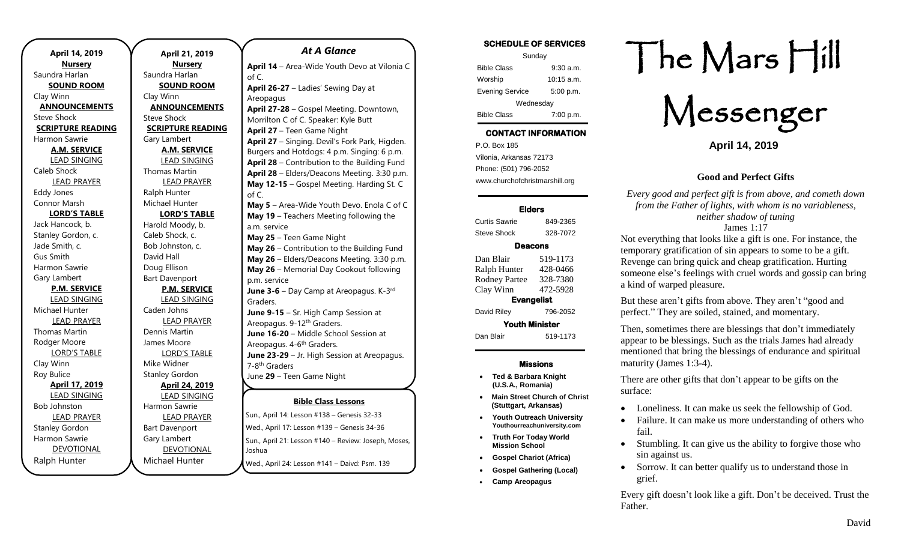**April 14, 2019**

**Nursery**
Saundra Harlan

**SOUND ROOM**
Clay Winn

**ANNOUNCEMENTS**
Steve Shock

**SCRIPTURE READING**
Harmon Sawrie

**A.M. SERVICE**

LEAD SINGING
Caleb Shock

LEAD PRAYER
Eddy Jones
Connor Marsh

**LORD'S TABLE**
Jack Hancock, b.
Stanley Gordon, c.
Jade Smith, c.
Gus Smith
Harmon Sawrie
Gary Lambert

**P.M. SERVICE**

LEAD SINGING
Michael Hunter

LEAD PRAYER
Thomas Martin
Rodger Moore

LORD'S TABLE
Clay Winn
Roy Bulice

**April 17, 2019**

LEAD SINGING
Bob Johnston

LEAD PRAYER
Stanley Gordon
Harmon Sawrie

DEVOTIONAL
Ralph Hunter

**April 21, 2019**

**Nursery**
Saundra Harlan

**SOUND ROOM**
Clay Winn

**ANNOUNCEMENTS**
Steve Shock

**SCRIPTURE READING**
Gary Lambert

**A.M. SERVICE**

LEAD SINGING
Thomas Martin

LEAD PRAYER
Ralph Hunter
Michael Hunter

**LORD'S TABLE**
Harold Moody, b.
Caleb Shock, c.
Bob Johnston, c.
David Hall
Doug Ellison
Bart Davenport

**P.M. SERVICE**

LEAD SINGING
Caden Johns

LEAD PRAYER
Dennis Martin
James Moore

LORD'S TABLE
Mike Widner
Stanley Gordon

**April 24, 2019**

LEAD SINGING
Harmon Sawrie

LEAD PRAYER
Bart Davenport
Gary Lambert

DEVOTIONAL
Michael Hunter

## *At A Glance*

**April 14** – Area-Wide Youth Devo at Vilonia C of C.
**April 26-27** – Ladies' Sewing Day at Areopagus
**April 27-28** – Gospel Meeting. Downtown, Morrilton C of C. Speaker: Kyle Butt
**April 27** – Teen Game Night
**April 27** – Singing. Devil's Fork Park, Higden. Burgers and Hotdogs: 4 p.m. Singing: 6 p.m.
**April 28** – Contribution to the Building Fund
**April 28** – Elders/Deacons Meeting. 3:30 p.m.
**May 12-15** – Gospel Meeting. Harding St. C of C.
**May 5** – Area-Wide Youth Devo. Enola C of C
**May 19** – Teachers Meeting following the a.m. service
**May 25** – Teen Game Night
**May 26** – Contribution to the Building Fund
**May 26** – Elders/Deacons Meeting. 3:30 p.m.
**May 26** – Memorial Day Cookout following p.m. service
**June 3-6** – Day Camp at Areopagus. K-3rd Graders.
**June 9-15** – Sr. High Camp Session at Areopagus. 9-12th Graders.
**June 16-20** – Middle School Session at Areopagus. 4-6th Graders.
**June 23-29** – Jr. High Session at Areopagus. 7-8th Graders
June **29** – Teen Game Night

**Bible Class Lessons**

Sun., April 14: Lesson #138 – Genesis 32-33
Wed., April 17: Lesson #139 – Genesis 34-36
Sun., April 21: Lesson #140 – Review: Joseph, Moses, Joshua
Wed., April 24: Lesson #141 – Daivd: Psm. 139

**SCHEDULE OF SERVICES**

| Sunday | |
|---|---|
| Bible Class | 9:30 a.m. |
| Worship | 10:15 a.m. |
| Evening Service | 5:00 p.m. |
| Wednesday | |
| Bible Class | 7:00 p.m. |

**CONTACT INFORMATION**

P.O. Box 185
Vilonia, Arkansas 72173
Phone: (501) 796-2052
www.churchofchristmarshill.org

**Elders**

| | |
|---|---|
| Curtis Sawrie | 849-2365 |
| Steve Shock | 328-7072 |

**Deacons**

| | |
|---|---|
| Dan Blair | 519-1173 |
| Ralph Hunter | 428-0466 |
| Rodney Partee | 328-7380 |
| Clay Winn | 472-5928 |

**Evangelist**

| | |
|---|---|
| David Riley | 796-2052 |

**Youth Minister**

| | |
|---|---|
| Dan Blair | 519-1173 |

**Missions**

- **Ted & Barbara Knight (U.S.A., Romania)**
- **Main Street Church of Christ (Stuttgart, Arkansas)**
- **Youth Outreach University Youthourreachuniversity.com**
- **Truth For Today World Mission School**
- **Gospel Chariot (Africa)**
- **Gospel Gathering (Local)**
- **Camp Areopagus**

# The Mars Hill Messenger

**April 14, 2019**

### Good and Perfect Gifts

*Every good and perfect gift is from above, and cometh down from the Father of lights, with whom is no variableness, neither shadow of tuning*
James 1:17

Not everything that looks like a gift is one. For instance, the temporary gratification of sin appears to some to be a gift. Revenge can bring quick and cheap gratification. Hurting someone else's feelings with cruel words and gossip can bring a kind of warped pleasure.

But these aren't gifts from above. They aren't "good and perfect." They are soiled, stained, and momentary.

Then, sometimes there are blessings that don't immediately appear to be blessings. Such as the trials James had already mentioned that bring the blessings of endurance and spiritual maturity (James 1:3-4).

There are other gifts that don't appear to be gifts on the surface:

- Loneliness. It can make us seek the fellowship of God.
- Failure. It can make us more understanding of others who fail.
- Stumbling. It can give us the ability to forgive those who sin against us.
- Sorrow. It can better qualify us to understand those in grief.

Every gift doesn't look like a gift. Don't be deceived. Trust the Father.

David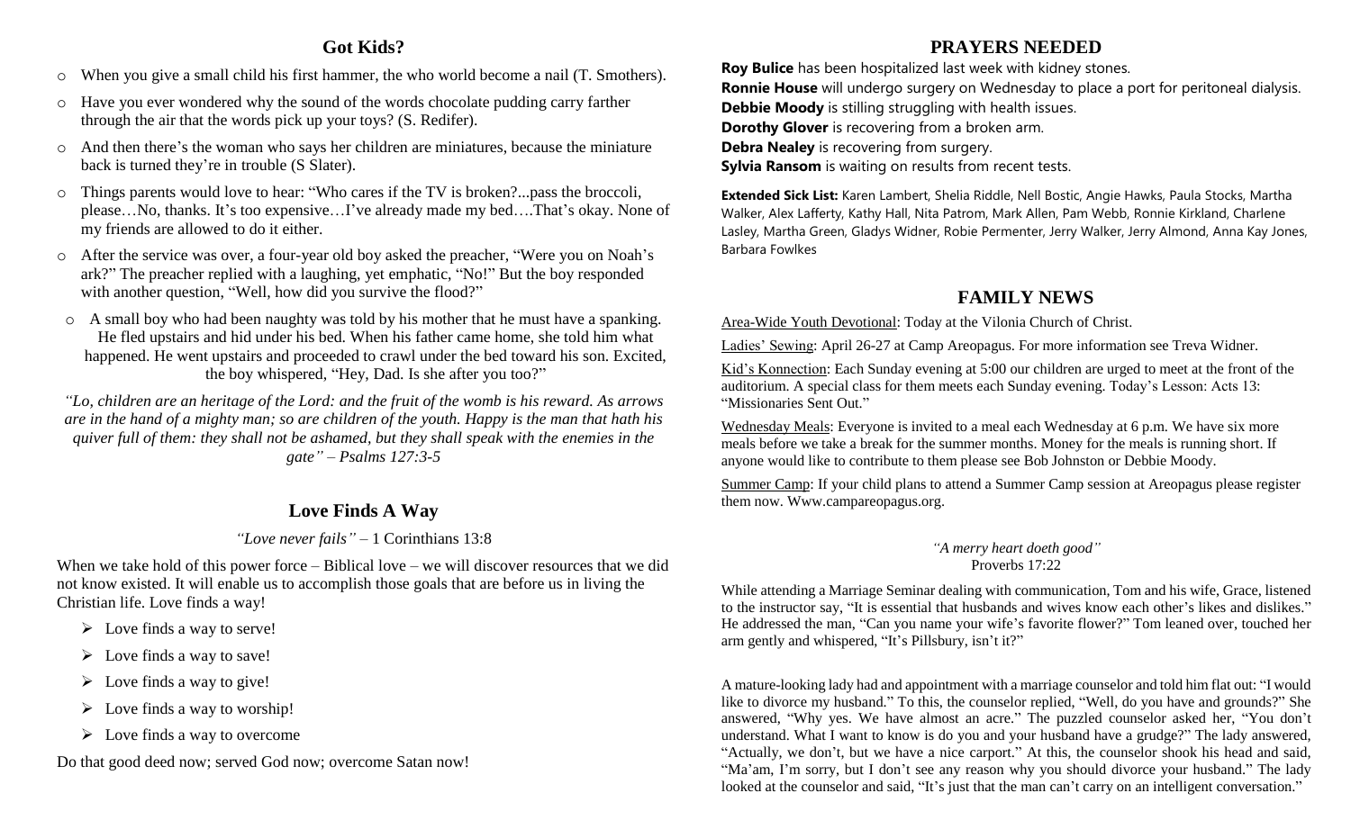## Got Kids?

- When you give a small child his first hammer, the who world become a nail (T. Smothers).
- Have you ever wondered why the sound of the words chocolate pudding carry farther through the air that the words pick up your toys? (S. Redifer).
- And then there's the woman who says her children are miniatures, because the miniature back is turned they're in trouble (S Slater).
- Things parents would love to hear: "Who cares if the TV is broken?...pass the broccoli, please…No, thanks. It's too expensive…I've already made my bed….That's okay. None of my friends are allowed to do it either.
- After the service was over, a four-year old boy asked the preacher, "Were you on Noah's ark?" The preacher replied with a laughing, yet emphatic, "No!" But the boy responded with another question, "Well, how did you survive the flood?"
- A small boy who had been naughty was told by his mother that he must have a spanking. He fled upstairs and hid under his bed. When his father came home, she told him what happened. He went upstairs and proceeded to crawl under the bed toward his son. Excited, the boy whispered, "Hey, Dad. Is she after you too?"

*"Lo, children are an heritage of the Lord: and the fruit of the womb is his reward. As arrows are in the hand of a mighty man; so are children of the youth. Happy is the man that hath his quiver full of them: they shall not be ashamed, but they shall speak with the enemies in the gate" – Psalms 127:3-5*

## Love Finds A Way

*"Love never fails"* – 1 Corinthians 13:8

When we take hold of this power force – Biblical love – we will discover resources that we did not know existed. It will enable us to accomplish those goals that are before us in living the Christian life. Love finds a way!

- Love finds a way to serve!
- Love finds a way to save!
- Love finds a way to give!
- Love finds a way to worship!
- Love finds a way to overcome

Do that good deed now; served God now; overcome Satan now!

## PRAYERS NEEDED

**Roy Bulice** has been hospitalized last week with kidney stones.
**Ronnie House** will undergo surgery on Wednesday to place a port for peritoneal dialysis.
**Debbie Moody** is stilling struggling with health issues.
**Dorothy Glover** is recovering from a broken arm.
**Debra Nealey** is recovering from surgery.
**Sylvia Ransom** is waiting on results from recent tests.

**Extended Sick List:** Karen Lambert, Shelia Riddle, Nell Bostic, Angie Hawks, Paula Stocks, Martha Walker, Alex Lafferty, Kathy Hall, Nita Patrom, Mark Allen, Pam Webb, Ronnie Kirkland, Charlene Lasley, Martha Green, Gladys Widner, Robie Permenter, Jerry Walker, Jerry Almond, Anna Kay Jones, Barbara Fowlkes

## FAMILY NEWS

Area-Wide Youth Devotional: Today at the Vilonia Church of Christ.

Ladies' Sewing: April 26-27 at Camp Areopagus. For more information see Treva Widner.

Kid's Konnection: Each Sunday evening at 5:00 our children are urged to meet at the front of the auditorium. A special class for them meets each Sunday evening. Today's Lesson: Acts 13: "Missionaries Sent Out."

Wednesday Meals: Everyone is invited to a meal each Wednesday at 6 p.m. We have six more meals before we take a break for the summer months. Money for the meals is running short. If anyone would like to contribute to them please see Bob Johnston or Debbie Moody.

Summer Camp: If your child plans to attend a Summer Camp session at Areopagus please register them now. Www.campareopagus.org.

*"A merry heart doeth good"*
Proverbs 17:22

While attending a Marriage Seminar dealing with communication, Tom and his wife, Grace, listened to the instructor say, "It is essential that husbands and wives know each other's likes and dislikes." He addressed the man, "Can you name your wife's favorite flower?" Tom leaned over, touched her arm gently and whispered, "It's Pillsbury, isn't it?"

A mature-looking lady had and appointment with a marriage counselor and told him flat out: "I would like to divorce my husband." To this, the counselor replied, "Well, do you have and grounds?" She answered, "Why yes. We have almost an acre." The puzzled counselor asked her, "You don't understand. What I want to know is do you and your husband have a grudge?" The lady answered, "Actually, we don't, but we have a nice carport." At this, the counselor shook his head and said, "Ma'am, I'm sorry, but I don't see any reason why you should divorce your husband." The lady looked at the counselor and said, "It's just that the man can't carry on an intelligent conversation."